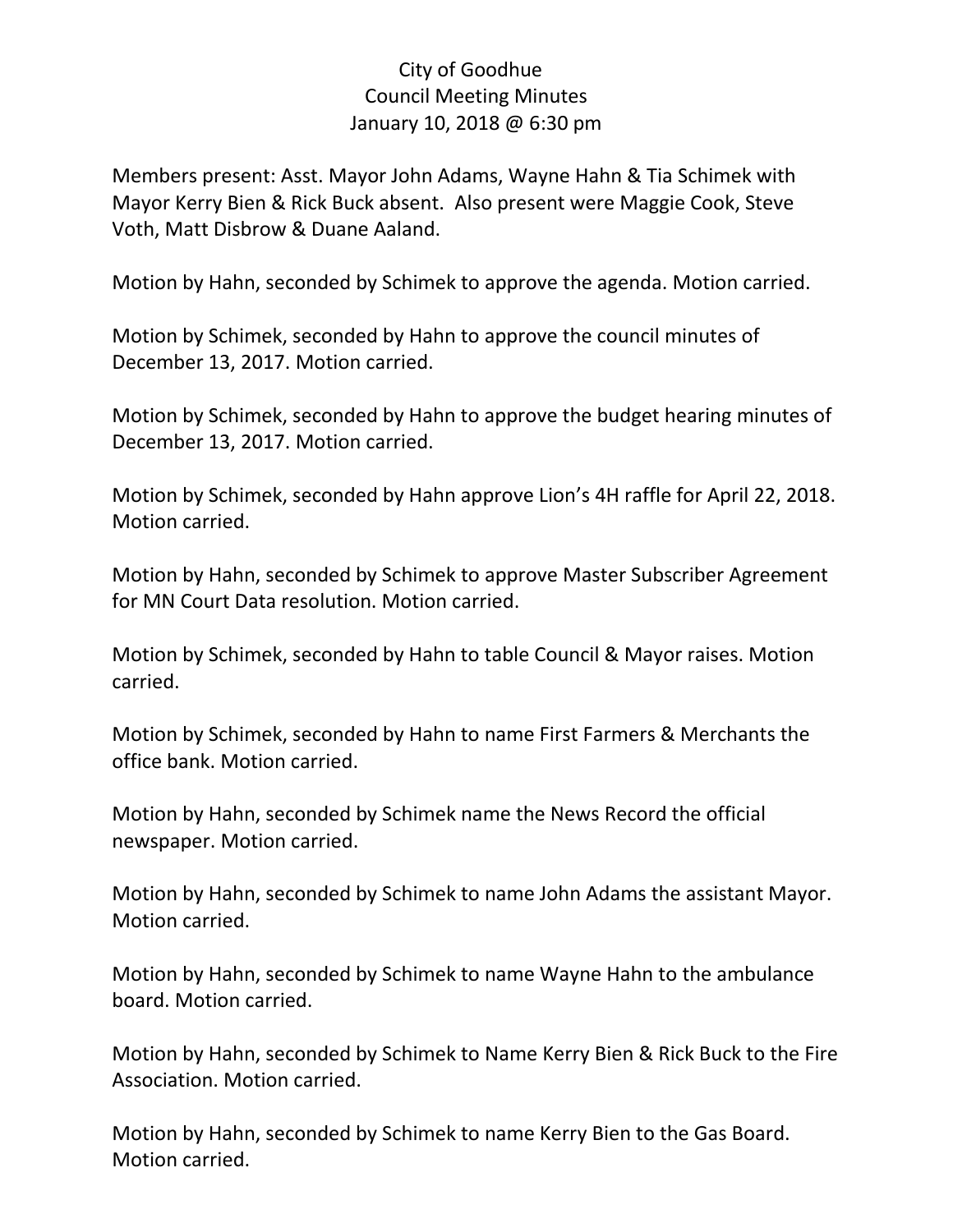City of Goodhue
Council Meeting Minutes
January 10, 2018 @ 6:30 pm

Members present: Asst. Mayor John Adams, Wayne Hahn & Tia Schimek with Mayor Kerry Bien & Rick Buck absent. Also present were Maggie Cook, Steve Voth, Matt Disbrow & Duane Aaland.

Motion by Hahn, seconded by Schimek to approve the agenda. Motion carried.

Motion by Schimek, seconded by Hahn to approve the council minutes of December 13, 2017. Motion carried.

Motion by Schimek, seconded by Hahn to approve the budget hearing minutes of December 13, 2017. Motion carried.

Motion by Schimek, seconded by Hahn approve Lion's 4H raffle for April 22, 2018. Motion carried.

Motion by Hahn, seconded by Schimek to approve Master Subscriber Agreement for MN Court Data resolution. Motion carried.

Motion by Schimek, seconded by Hahn to table Council & Mayor raises. Motion carried.

Motion by Schimek, seconded by Hahn to name First Farmers & Merchants the office bank. Motion carried.

Motion by Hahn, seconded by Schimek name the News Record the official newspaper. Motion carried.

Motion by Hahn, seconded by Schimek to name John Adams the assistant Mayor. Motion carried.

Motion by Hahn, seconded by Schimek to name Wayne Hahn to the ambulance board. Motion carried.

Motion by Hahn, seconded by Schimek to Name Kerry Bien & Rick Buck to the Fire Association. Motion carried.

Motion by Hahn, seconded by Schimek to name Kerry Bien to the Gas Board. Motion carried.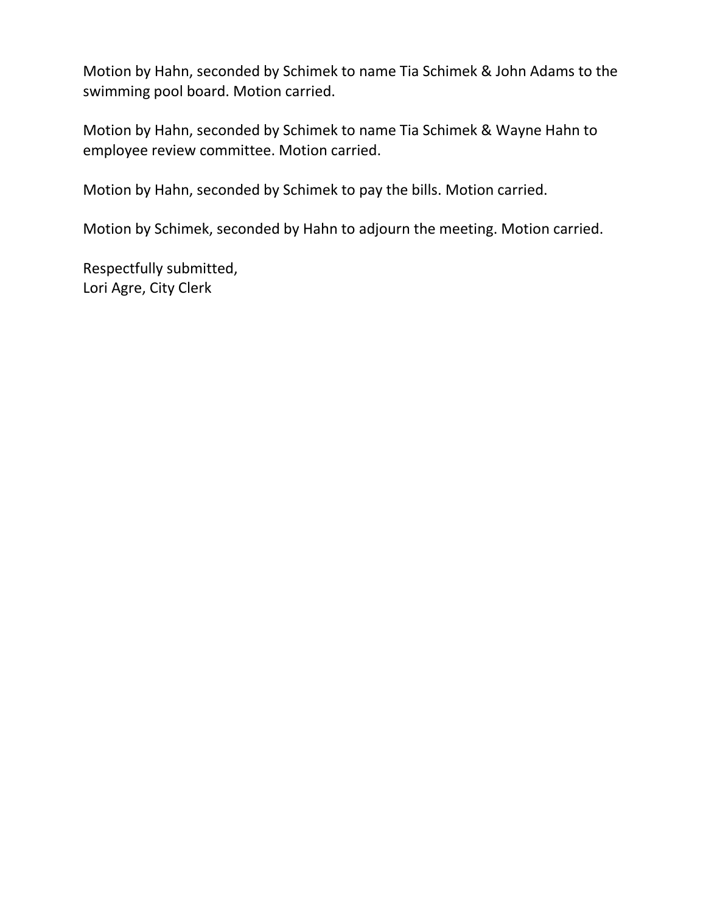Motion by Hahn, seconded by Schimek to name Tia Schimek & John Adams to the swimming pool board. Motion carried.

Motion by Hahn, seconded by Schimek to name Tia Schimek & Wayne Hahn to employee review committee. Motion carried.

Motion by Hahn, seconded by Schimek to pay the bills. Motion carried.

Motion by Schimek, seconded by Hahn to adjourn the meeting. Motion carried.

Respectfully submitted,
Lori Agre, City Clerk